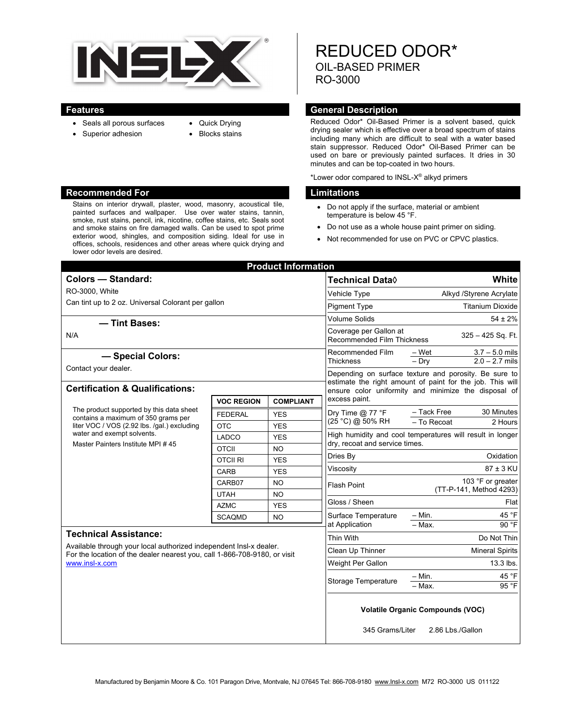INSL-X®

# REDUCED ODOR*

## OIL-BASED PRIMER

## RO-3000

## Features

- Seals all porous surfaces
- Superior adhesion
- Quick Drying
- Blocks stains

## General Description

Reduced Odor* Oil-Based Primer is a solvent based, quick drying sealer which is effective over a broad spectrum of stains including many which are difficult to seal with a water based stain suppressor. Reduced Odor* Oil-Based Primer can be used on bare or previously painted surfaces. It dries in 30 minutes and can be top-coated in two hours.

*Lower odor compared to INSL-X® alkyd primers

## Recommended For

Stains on interior drywall, plaster, wood, masonry, acoustical tile, painted surfaces and wallpaper. Use over water stains, tannin, smoke, rust stains, pencil, ink, nicotine, coffee stains, etc. Seals soot and smoke stains on fire damaged walls. Can be used to spot prime exterior wood, shingles, and composition siding. Ideal for use in offices, schools, residences and other areas where quick drying and lower odor levels are desired.

## Limitations

- Do not apply if the surface, material or ambient temperature is below 45 °F.
- Do not use as a whole house paint primer on siding.
- Not recommended for use on PVC or CPVC plastics.

## Product Information

### Colors — Standard:

RO-3000, White

Can tint up to 2 oz. Universal Colorant per gallon

### — Tint Bases:

N/A

### — Special Colors:

Contact your dealer.

### Certification & Qualifications:

The product supported by this data sheet contains a maximum of 350 grams per liter VOC / VOS (2.92 lbs. /gal.) excluding water and exempt solvents.

Master Painters Institute MPI # 45

| VOC REGION | COMPLIANT |
|---|---|
| FEDERAL | YES |
| OTC | YES |
| LADCO | YES |
| OTCII | NO |
| OTCII RI | YES |
| CARB | YES |
| CARB07 | NO |
| UTAH | NO |
| AZMC | YES |
| SCAQMD | NO |

### Technical Assistance:

Available through your local authorized independent Insl-x dealer. For the location of the dealer nearest you, call 1-866-708-9180, or visit www.insl-x.com

| Technical Data◊ | | White |
|---|---|---|
| Vehicle Type | | Alkyd /Styrene Acrylate |
| Pigment Type | | Titanium Dioxide |
| Volume Solids | | 54 ± 2% |
| Coverage per Gallon at Recommended Film Thickness | | 325 – 425 Sq. Ft. |
| Recommended Film Thickness | – Wet | 3.7 – 5.0 mils |
| | – Dry | 2.0 – 2.7 mils |
| Depending on surface texture and porosity. Be sure to estimate the right amount of paint for the job. This will ensure color uniformity and minimize the disposal of excess paint. | | |
| Dry Time @ 77 °F (25 °C) @ 50% RH | – Tack Free | 30 Minutes |
| | – To Recoat | 2 Hours |
| High humidity and cool temperatures will result in longer dry, recoat and service times. | | |
| Dries By | | Oxidation |
| Viscosity | | 87 ± 3 KU |
| Flash Point | | 103 °F or greater (TT-P-141, Method 4293) |
| Gloss / Sheen | | Flat |
| Surface Temperature at Application | – Min. | 45 °F |
| | – Max. | 90 °F |
| Thin With | | Do Not Thin |
| Clean Up Thinner | | Mineral Spirits |
| Weight Per Gallon | | 13.3 lbs. |
| Storage Temperature | – Min. | 45 °F |
| | – Max. | 95 °F |

**Volatile Organic Compounds (VOC)**

345 Grams/Liter 2.86 Lbs./Gallon

Manufactured by Benjamin Moore & Co. 101 Paragon Drive, Montvale, NJ 07645 Tel: 866-708-9180 www.Insl-x.com M72 RO-3000 US 011122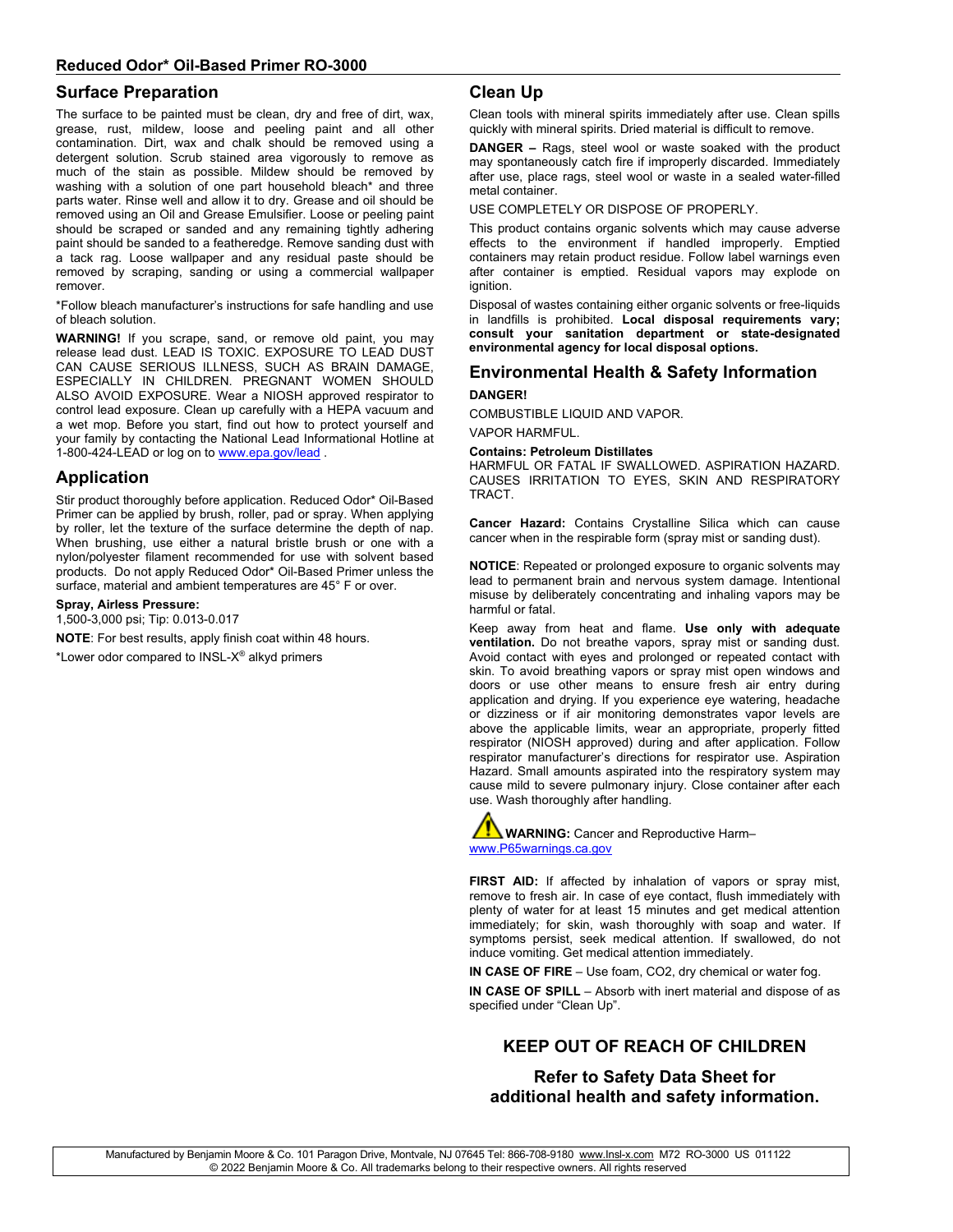Reduced Odor* Oil-Based Primer RO-3000

## Surface Preparation

The surface to be painted must be clean, dry and free of dirt, wax, grease, rust, mildew, loose and peeling paint and all other contamination. Dirt, wax and chalk should be removed using a detergent solution. Scrub stained area vigorously to remove as much of the stain as possible. Mildew should be removed by washing with a solution of one part household bleach* and three parts water. Rinse well and allow it to dry. Grease and oil should be removed using an Oil and Grease Emulsifier. Loose or peeling paint should be scraped or sanded and any remaining tightly adhering paint should be sanded to a featheredge. Remove sanding dust with a tack rag. Loose wallpaper and any residual paste should be removed by scraping, sanding or using a commercial wallpaper remover.

*Follow bleach manufacturer's instructions for safe handling and use of bleach solution.

**WARNING!** If you scrape, sand, or remove old paint, you may release lead dust. LEAD IS TOXIC. EXPOSURE TO LEAD DUST CAN CAUSE SERIOUS ILLNESS, SUCH AS BRAIN DAMAGE, ESPECIALLY IN CHILDREN. PREGNANT WOMEN SHOULD ALSO AVOID EXPOSURE. Wear a NIOSH approved respirator to control lead exposure. Clean up carefully with a HEPA vacuum and a wet mop. Before you start, find out how to protect yourself and your family by contacting the National Lead Informational Hotline at 1-800-424-LEAD or log on to www.epa.gov/lead .

## Application

Stir product thoroughly before application. Reduced Odor* Oil-Based Primer can be applied by brush, roller, pad or spray. When applying by roller, let the texture of the surface determine the depth of nap. When brushing, use either a natural bristle brush or one with a nylon/polyester filament recommended for use with solvent based products. Do not apply Reduced Odor* Oil-Based Primer unless the surface, material and ambient temperatures are 45° F or over.

**Spray, Airless Pressure:**
1,500-3,000 psi; Tip: 0.013-0.017

**NOTE**: For best results, apply finish coat within 48 hours.

*Lower odor compared to INSL-X® alkyd primers

## Clean Up

Clean tools with mineral spirits immediately after use. Clean spills quickly with mineral spirits. Dried material is difficult to remove.

**DANGER –** Rags, steel wool or waste soaked with the product may spontaneously catch fire if improperly discarded. Immediately after use, place rags, steel wool or waste in a sealed water-filled metal container.

USE COMPLETELY OR DISPOSE OF PROPERLY.

This product contains organic solvents which may cause adverse effects to the environment if handled improperly. Emptied containers may retain product residue. Follow label warnings even after container is emptied. Residual vapors may explode on ignition.

Disposal of wastes containing either organic solvents or free-liquids in landfills is prohibited. **Local disposal requirements vary; consult your sanitation department or state-designated environmental agency for local disposal options.**

## Environmental Health & Safety Information

**DANGER!**

COMBUSTIBLE LIQUID AND VAPOR.

VAPOR HARMFUL.

**Contains: Petroleum Distillates**
HARMFUL OR FATAL IF SWALLOWED. ASPIRATION HAZARD. CAUSES IRRITATION TO EYES, SKIN AND RESPIRATORY TRACT.

**Cancer Hazard:** Contains Crystalline Silica which can cause cancer when in the respirable form (spray mist or sanding dust).

**NOTICE**: Repeated or prolonged exposure to organic solvents may lead to permanent brain and nervous system damage. Intentional misuse by deliberately concentrating and inhaling vapors may be harmful or fatal.

Keep away from heat and flame. **Use only with adequate ventilation.** Do not breathe vapors, spray mist or sanding dust. Avoid contact with eyes and prolonged or repeated contact with skin. To avoid breathing vapors or spray mist open windows and doors or use other means to ensure fresh air entry during application and drying. If you experience eye watering, headache or dizziness or if air monitoring demonstrates vapor levels are above the applicable limits, wear an appropriate, properly fitted respirator (NIOSH approved) during and after application. Follow respirator manufacturer's directions for respirator use. Aspiration Hazard. Small amounts aspirated into the respiratory system may cause mild to severe pulmonary injury. Close container after each use. Wash thoroughly after handling.

⚠ **WARNING:** Cancer and Reproductive Harm– www.P65warnings.ca.gov

**FIRST AID:** If affected by inhalation of vapors or spray mist, remove to fresh air. In case of eye contact, flush immediately with plenty of water for at least 15 minutes and get medical attention immediately; for skin, wash thoroughly with soap and water. If symptoms persist, seek medical attention. If swallowed, do not induce vomiting. Get medical attention immediately.

**IN CASE OF FIRE** – Use foam, CO2, dry chemical or water fog.

**IN CASE OF SPILL** – Absorb with inert material and dispose of as specified under "Clean Up".

**KEEP OUT OF REACH OF CHILDREN**

**Refer to Safety Data Sheet for additional health and safety information.**

Manufactured by Benjamin Moore & Co. 101 Paragon Drive, Montvale, NJ 07645 Tel: 866-708-9180 www.Insl-x.com M72 RO-3000 US 011122
© 2022 Benjamin Moore & Co. All trademarks belong to their respective owners. All rights reserved